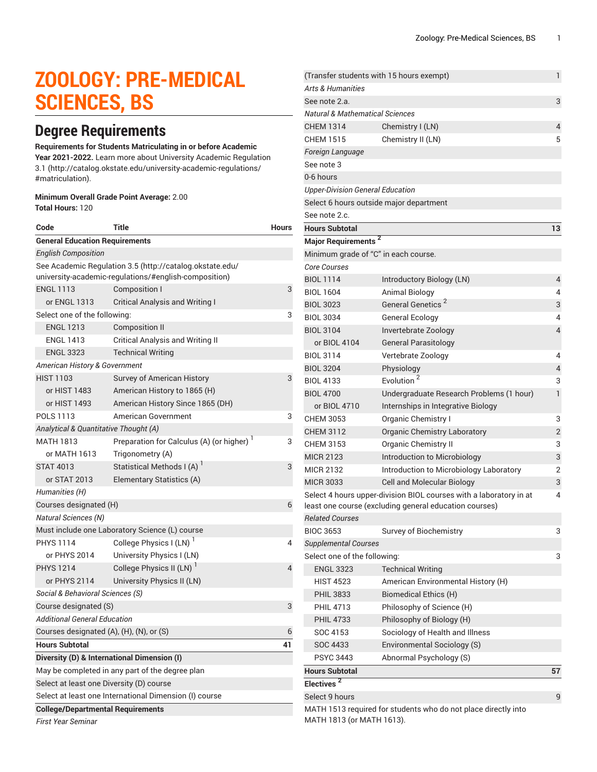# ZOOLOGY: PRE-MEDICAL SCIENCES, BS

## Degree Requirements

**Requirements for Students Matriculating in or before Academic Year 2021-2022.** Learn more about University Academic Regulation 3.1 (http://catalog.okstate.edu/university-academic-regulations/#matriculation).

**Minimum Overall Grade Point Average:** 2.00
**Total Hours:** 120

| Code | Title | Hours |
|---|---|---|
| **General Education Requirements** | | |
| *English Composition* | | |
| See Academic Regulation 3.5 (http://catalog.okstate.edu/university-academic-regulations/#english-composition) | | |
| ENGL 1113 | Composition I | 3 |
| or ENGL 1313 | Critical Analysis and Writing I | |
| Select one of the following: | | 3 |
| ENGL 1213 | Composition II | |
| ENGL 1413 | Critical Analysis and Writing II | |
| ENGL 3323 | Technical Writing | |
| *American History & Government* | | |
| HIST 1103 | Survey of American History | 3 |
| or HIST 1483 | American History to 1865 (H) | |
| or HIST 1493 | American History Since 1865 (DH) | |
| POLS 1113 | American Government | 3 |
| *Analytical & Quantitative Thought (A)* | | |
| MATH 1813 | Preparation for Calculus (A) (or higher) [1] | 3 |
| or MATH 1613 | Trigonometry (A) | |
| STAT 4013 | Statistical Methods I (A) [1] | 3 |
| or STAT 2013 | Elementary Statistics (A) | |
| *Humanities (H)* | | |
| Courses designated (H) | | 6 |
| *Natural Sciences (N)* | | |
| Must include one Laboratory Science (L) course | | |
| PHYS 1114 | College Physics I (LN) [1] | 4 |
| or PHYS 2014 | University Physics I (LN) | |
| PHYS 1214 | College Physics II (LN) [1] | 4 |
| or PHYS 2114 | University Physics II (LN) | |
| *Social & Behavioral Sciences (S)* | | |
| Course designated (S) | | 3 |
| *Additional General Education* | | |
| Courses designated (A), (H), (N), or (S) | | 6 |
| **Hours Subtotal** | | **41** |
| **Diversity (D) & International Dimension (I)** | | |
| May be completed in any part of the degree plan | | |
| Select at least one Diversity (D) course | | |
| Select at least one International Dimension (I) course | | |
| **College/Departmental Requirements** | | |
| *First Year Seminar* | | |
| (Transfer students with 15 hours exempt) | | 1 |
| *Arts & Humanities* | | |
| See note 2.a. | | 3 |
| *Natural & Mathematical Sciences* | | |
| CHEM 1314 | Chemistry I (LN) | 4 |
| CHEM 1515 | Chemistry II (LN) | 5 |
| *Foreign Language* | | |
| See note 3 | | |
| 0-6 hours | | |
| *Upper-Division General Education* | | |
| Select 6 hours outside major department | | |
| See note 2.c. | | |
| **Hours Subtotal** | | **13** |
| **Major Requirements** [2] | | |
| Minimum grade of "C" in each course. | | |
| *Core Courses* | | |
| BIOL 1114 | Introductory Biology (LN) | 4 |
| BIOL 1604 | Animal Biology | 4 |
| BIOL 3023 | General Genetics [2] | 3 |
| BIOL 3034 | General Ecology | 4 |
| BIOL 3104 | Invertebrate Zoology | 4 |
| or BIOL 4104 | General Parasitology | |
| BIOL 3114 | Vertebrate Zoology | 4 |
| BIOL 3204 | Physiology | 4 |
| BIOL 4133 | Evolution [2] | 3 |
| BIOL 4700 | Undergraduate Research Problems (1 hour) | 1 |
| or BIOL 4710 | Internships in Integrative Biology | |
| CHEM 3053 | Organic Chemistry I | 3 |
| CHEM 3112 | Organic Chemistry Laboratory | 2 |
| CHEM 3153 | Organic Chemistry II | 3 |
| MICR 2123 | Introduction to Microbiology | 3 |
| MICR 2132 | Introduction to Microbiology Laboratory | 2 |
| MICR 3033 | Cell and Molecular Biology | 3 |
| Select 4 hours upper-division BIOL courses with a laboratory in at least one course (excluding general education courses) | | 4 |
| *Related Courses* | | |
| BIOC 3653 | Survey of Biochemistry | 3 |
| *Supplemental Courses* | | |
| Select one of the following: | | 3 |
| ENGL 3323 | Technical Writing | |
| HIST 4523 | American Environmental History (H) | |
| PHIL 3833 | Biomedical Ethics (H) | |
| PHIL 4713 | Philosophy of Science (H) | |
| PHIL 4733 | Philosophy of Biology (H) | |
| SOC 4153 | Sociology of Health and Illness | |
| SOC 4433 | Environmental Sociology (S) | |
| PSYC 3443 | Abnormal Psychology (S) | |
| **Hours Subtotal** | | **57** |
| **Electives** [2] | | |
| Select 9 hours | | 9 |
| MATH 1513 required for students who do not place directly into MATH 1813 (or MATH 1613). | | |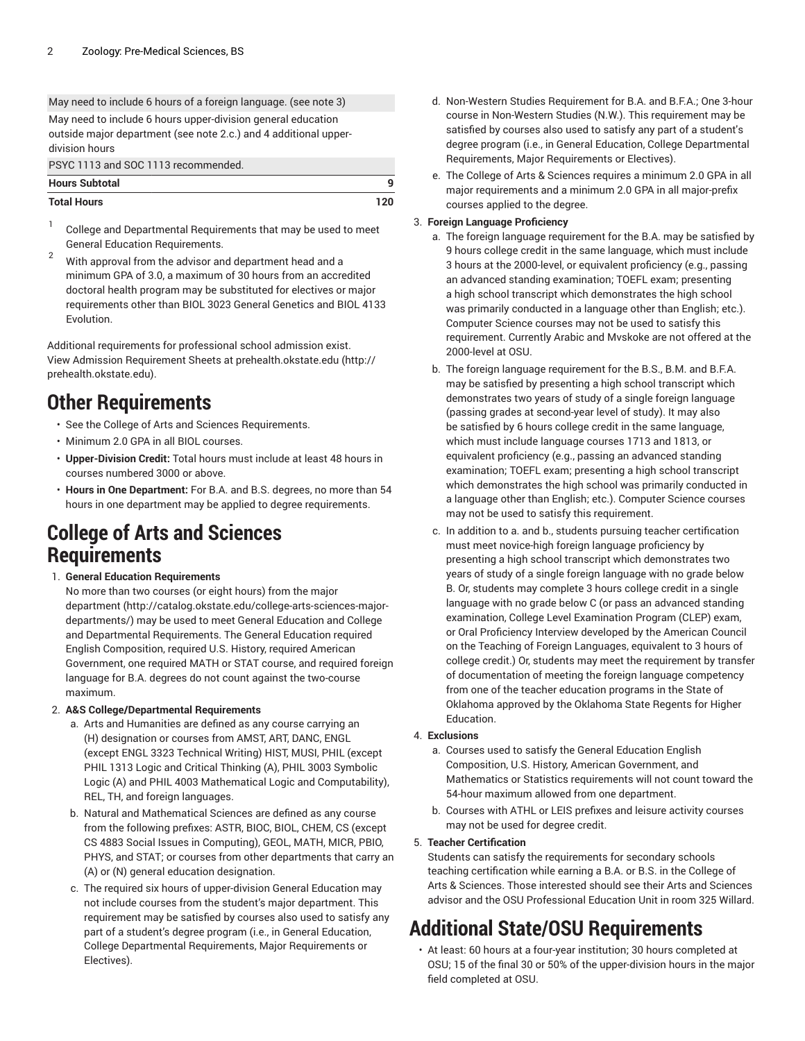| | |
|---|---|
| May need to include 6 hours of a foreign language. (see note 3) | |
| May need to include 6 hours upper-division general education outside major department (see note 2.c.) and 4 additional upper-division hours | |
| PSYC 1113 and SOC 1113 recommended. | |
| **Hours Subtotal** | **9** |
| **Total Hours** | **120** |

[1] College and Departmental Requirements that may be used to meet General Education Requirements.

[2] With approval from the advisor and department head and a minimum GPA of 3.0, a maximum of 30 hours from an accredited doctoral health program may be substituted for electives or major requirements other than BIOL 3023 General Genetics and BIOL 4133 Evolution.

Additional requirements for professional school admission exist. View Admission Requirement Sheets at prehealth.okstate.edu (http://prehealth.okstate.edu).

# Other Requirements

- See the College of Arts and Sciences Requirements.
- Minimum 2.0 GPA in all BIOL courses.
- **Upper-Division Credit:** Total hours must include at least 48 hours in courses numbered 3000 or above.
- **Hours in One Department:** For B.A. and B.S. degrees, no more than 54 hours in one department may be applied to degree requirements.

# College of Arts and Sciences Requirements

1. **General Education Requirements**
   No more than two courses (or eight hours) from the major department (http://catalog.okstate.edu/college-arts-sciences-major-departments/) may be used to meet General Education and College and Departmental Requirements. The General Education required English Composition, required U.S. History, required American Government, one required MATH or STAT course, and required foreign language for B.A. degrees do not count against the two-course maximum.
2. **A&S College/Departmental Requirements**
   a. Arts and Humanities are defined as any course carrying an (H) designation or courses from AMST, ART, DANC, ENGL (except ENGL 3323 Technical Writing) HIST, MUSI, PHIL (except PHIL 1313 Logic and Critical Thinking (A), PHIL 3003 Symbolic Logic (A) and PHIL 4003 Mathematical Logic and Computability), REL, TH, and foreign languages.
   b. Natural and Mathematical Sciences are defined as any course from the following prefixes: ASTR, BIOC, BIOL, CHEM, CS (except CS 4883 Social Issues in Computing), GEOL, MATH, MICR, PBIO, PHYS, and STAT; or courses from other departments that carry an (A) or (N) general education designation.
   c. The required six hours of upper-division General Education may not include courses from the student's major department. This requirement may be satisfied by courses also used to satisfy any part of a student's degree program (i.e., in General Education, College Departmental Requirements, Major Requirements or Electives).
   d. Non-Western Studies Requirement for B.A. and B.F.A.; One 3-hour course in Non-Western Studies (N.W.). This requirement may be satisfied by courses also used to satisfy any part of a student's degree program (i.e., in General Education, College Departmental Requirements, Major Requirements or Electives).
   e. The College of Arts & Sciences requires a minimum 2.0 GPA in all major requirements and a minimum 2.0 GPA in all major-prefix courses applied to the degree.
3. **Foreign Language Proficiency**
   a. The foreign language requirement for the B.A. may be satisfied by 9 hours college credit in the same language, which must include 3 hours at the 2000-level, or equivalent proficiency (e.g., passing an advanced standing examination; TOEFL exam; presenting a high school transcript which demonstrates the high school was primarily conducted in a language other than English; etc.). Computer Science courses may not be used to satisfy this requirement. Currently Arabic and Mvskoke are not offered at the 2000-level at OSU.
   b. The foreign language requirement for the B.S., B.M. and B.F.A. may be satisfied by presenting a high school transcript which demonstrates two years of study of a single foreign language (passing grades at second-year level of study). It may also be satisfied by 6 hours college credit in the same language, which must include language courses 1713 and 1813, or equivalent proficiency (e.g., passing an advanced standing examination; TOEFL exam; presenting a high school transcript which demonstrates the high school was primarily conducted in a language other than English; etc.). Computer Science courses may not be used to satisfy this requirement.
   c. In addition to a. and b., students pursuing teacher certification must meet novice-high foreign language proficiency by presenting a high school transcript which demonstrates two years of study of a single foreign language with no grade below B. Or, students may complete 3 hours college credit in a single language with no grade below C (or pass an advanced standing examination, College Level Examination Program (CLEP) exam, or Oral Proficiency Interview developed by the American Council on the Teaching of Foreign Languages, equivalent to 3 hours of college credit.) Or, students may meet the requirement by transfer of documentation of meeting the foreign language competency from one of the teacher education programs in the State of Oklahoma approved by the Oklahoma State Regents for Higher Education.
4. **Exclusions**
   a. Courses used to satisfy the General Education English Composition, U.S. History, American Government, and Mathematics or Statistics requirements will not count toward the 54-hour maximum allowed from one department.
   b. Courses with ATHL or LEIS prefixes and leisure activity courses may not be used for degree credit.
5. **Teacher Certification**
   Students can satisfy the requirements for secondary schools teaching certification while earning a B.A. or B.S. in the College of Arts & Sciences. Those interested should see their Arts and Sciences advisor and the OSU Professional Education Unit in room 325 Willard.

# Additional State/OSU Requirements

- At least: 60 hours at a four-year institution; 30 hours completed at OSU; 15 of the final 30 or 50% of the upper-division hours in the major field completed at OSU.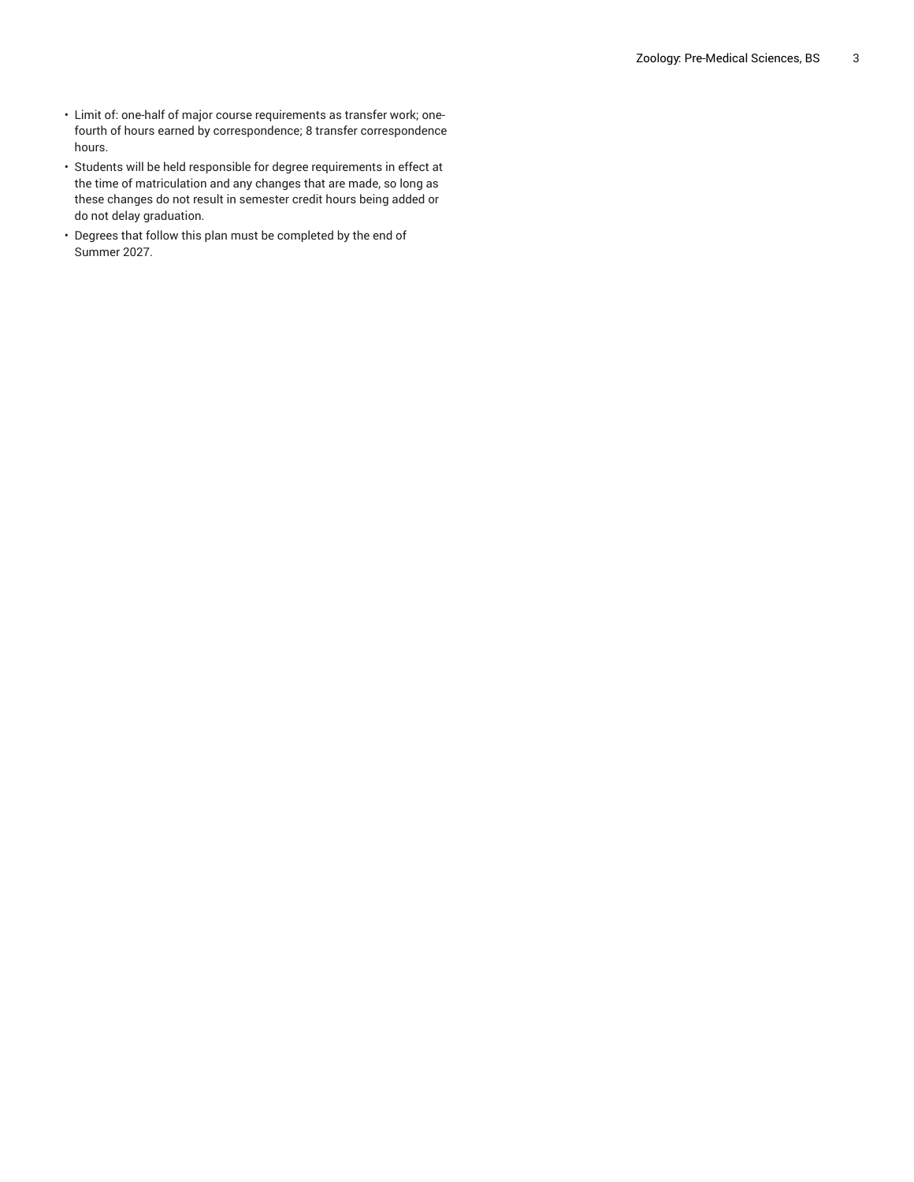- Limit of: one-half of major course requirements as transfer work; one-fourth of hours earned by correspondence; 8 transfer correspondence hours.
- Students will be held responsible for degree requirements in effect at the time of matriculation and any changes that are made, so long as these changes do not result in semester credit hours being added or do not delay graduation.
- Degrees that follow this plan must be completed by the end of Summer 2027.